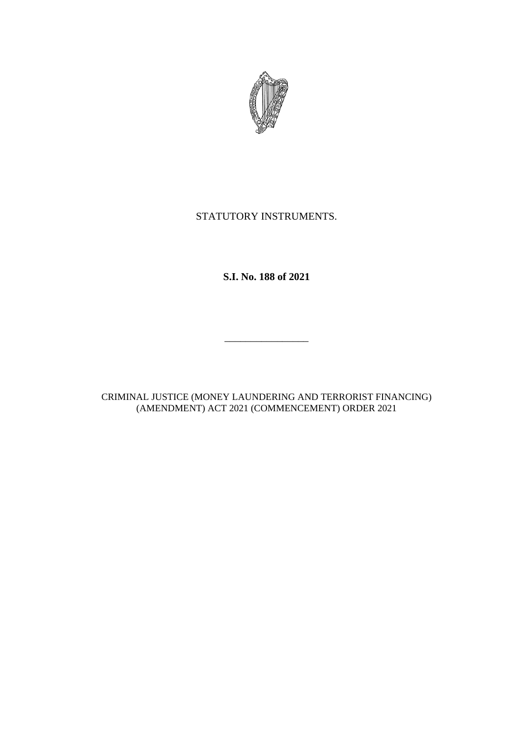STATUTORY INSTRUMENTS.

**S.I. No. 188 of 2021**

---

CRIMINAL JUSTICE (MONEY LAUNDERING AND TERRORIST FINANCING) (AMENDMENT) ACT 2021 (COMMENCEMENT) ORDER 2021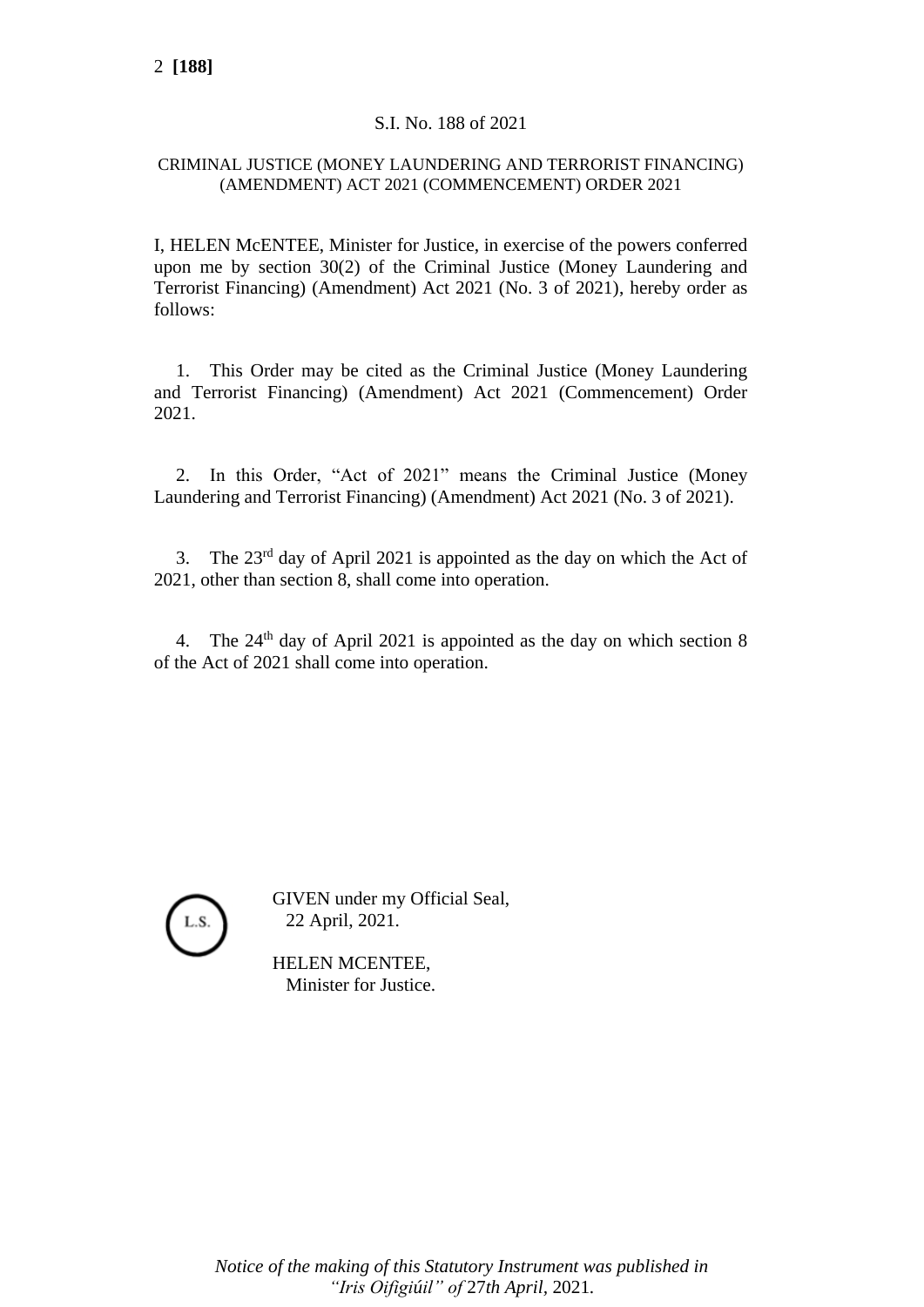S.I. No. 188 of 2021

CRIMINAL JUSTICE (MONEY LAUNDERING AND TERRORIST FINANCING) (AMENDMENT) ACT 2021 (COMMENCEMENT) ORDER 2021

I, HELEN McENTEE, Minister for Justice, in exercise of the powers conferred upon me by section 30(2) of the Criminal Justice (Money Laundering and Terrorist Financing) (Amendment) Act 2021 (No. 3 of 2021), hereby order as follows:

1. This Order may be cited as the Criminal Justice (Money Laundering and Terrorist Financing) (Amendment) Act 2021 (Commencement) Order 2021.

2. In this Order, "Act of 2021" means the Criminal Justice (Money Laundering and Terrorist Financing) (Amendment) Act 2021 (No. 3 of 2021).

3. The 23rd day of April 2021 is appointed as the day on which the Act of 2021, other than section 8, shall come into operation.

4. The 24th day of April 2021 is appointed as the day on which section 8 of the Act of 2021 shall come into operation.

L.S.

GIVEN under my Official Seal,
22 April, 2021.

HELEN MCENTEE,
Minister for Justice.

*Notice of the making of this Statutory Instrument was published in "Iris Oifigiúil" of* 27*th April,* 2021.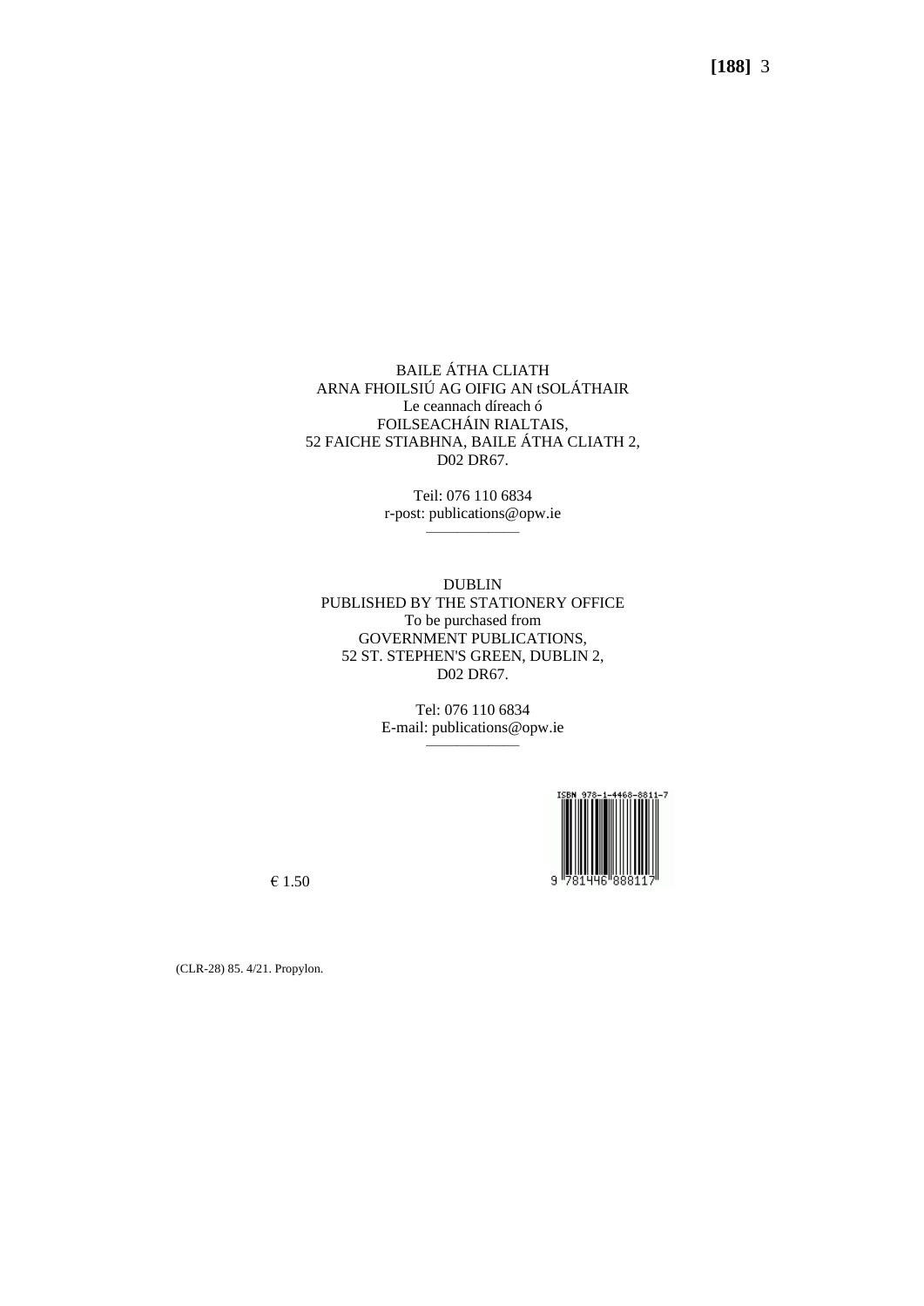BAILE ÁTHA CLIATH
ARNA FHOILSIÚ AG OIFIG AN tSOLÁTHAIR
Le ceannach díreach ó
FOILSEACHÁIN RIALTAIS,
52 FAICHE STIABHNA, BAILE ÁTHA CLIATH 2,
D02 DR67.

Teil: 076 110 6834
r-post: publications@opw.ie

---

DUBLIN
PUBLISHED BY THE STATIONERY OFFICE
To be purchased from
GOVERNMENT PUBLICATIONS,
52 ST. STEPHEN'S GREEN, DUBLIN 2,
D02 DR67.

Tel: 076 110 6834
E-mail: publications@opw.ie

---

ISBN 978-1-4468-8811-7

9 781446 888117

€ 1.50

(CLR-28) 85. 4/21. Propylon.